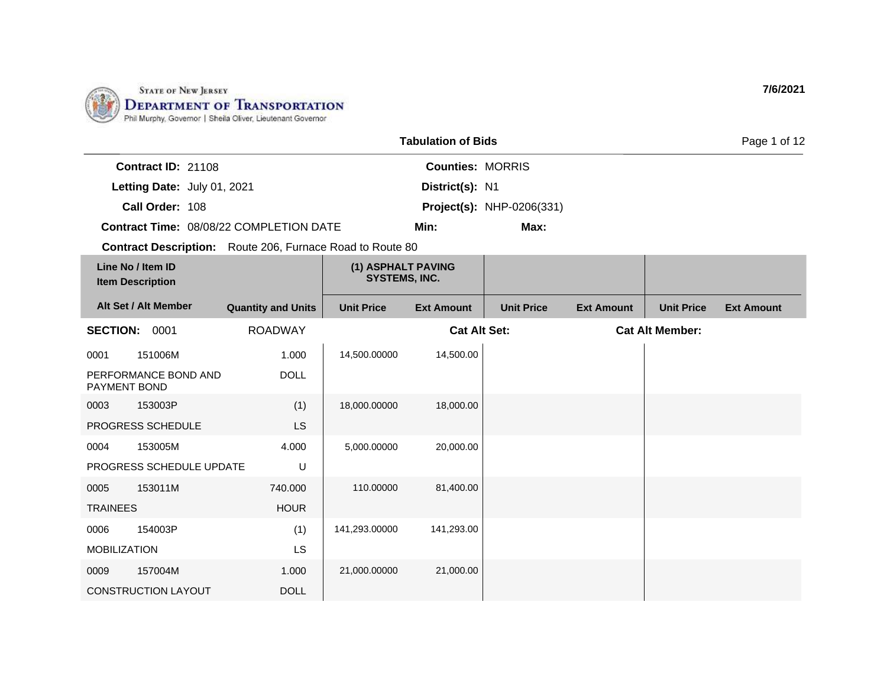STATE OF NEW JERSEY
DEPARTMENT OF TRANSPORTATION
Phil Murphy, Governor | Sheila Oliver, Lieutenant Governor

**7/6/2021**

## Tabulation of Bids

**Contract ID:** 21108
**Letting Date:** July 01, 2021
**Call Order:** 108
**Contract Time:** 08/08/22 COMPLETION DATE

**Counties:** MORRIS
**District(s):** N1
**Project(s):** NHP-0206(331)
**Min:**
**Max:**

**Contract Description:** Route 206, Furnace Road to Route 80

| Line No / Item ID / Item Description | | | (1) ASPHALT PAVING SYSTEMS, INC. | | | | | |
|---|---|---|---|---|---|---|---|---|
| Alt Set / Alt Member | | Quantity and Units | Unit Price | Ext Amount | Unit Price | Ext Amount | Unit Price | Ext Amount |
| **SECTION: 0001** | | ROADWAY | | **Cat Alt Set:** | | | **Cat Alt Member:** | |
| 0001 | 151006M | 1.000 | 14,500.00000 | 14,500.00 | | | | |
| PERFORMANCE BOND AND PAYMENT BOND | | DOLL | | | | | | |
| 0003 | 153003P | (1) | 18,000.00000 | 18,000.00 | | | | |
| PROGRESS SCHEDULE | | LS | | | | | | |
| 0004 | 153005M | 4.000 | 5,000.00000 | 20,000.00 | | | | |
| PROGRESS SCHEDULE UPDATE | | U | | | | | | |
| 0005 | 153011M | 740.000 | 110.00000 | 81,400.00 | | | | |
| TRAINEES | | HOUR | | | | | | |
| 0006 | 154003P | (1) | 141,293.00000 | 141,293.00 | | | | |
| MOBILIZATION | | LS | | | | | | |
| 0009 | 157004M | 1.000 | 21,000.00000 | 21,000.00 | | | | |
| CONSTRUCTION LAYOUT | | DOLL | | | | | | |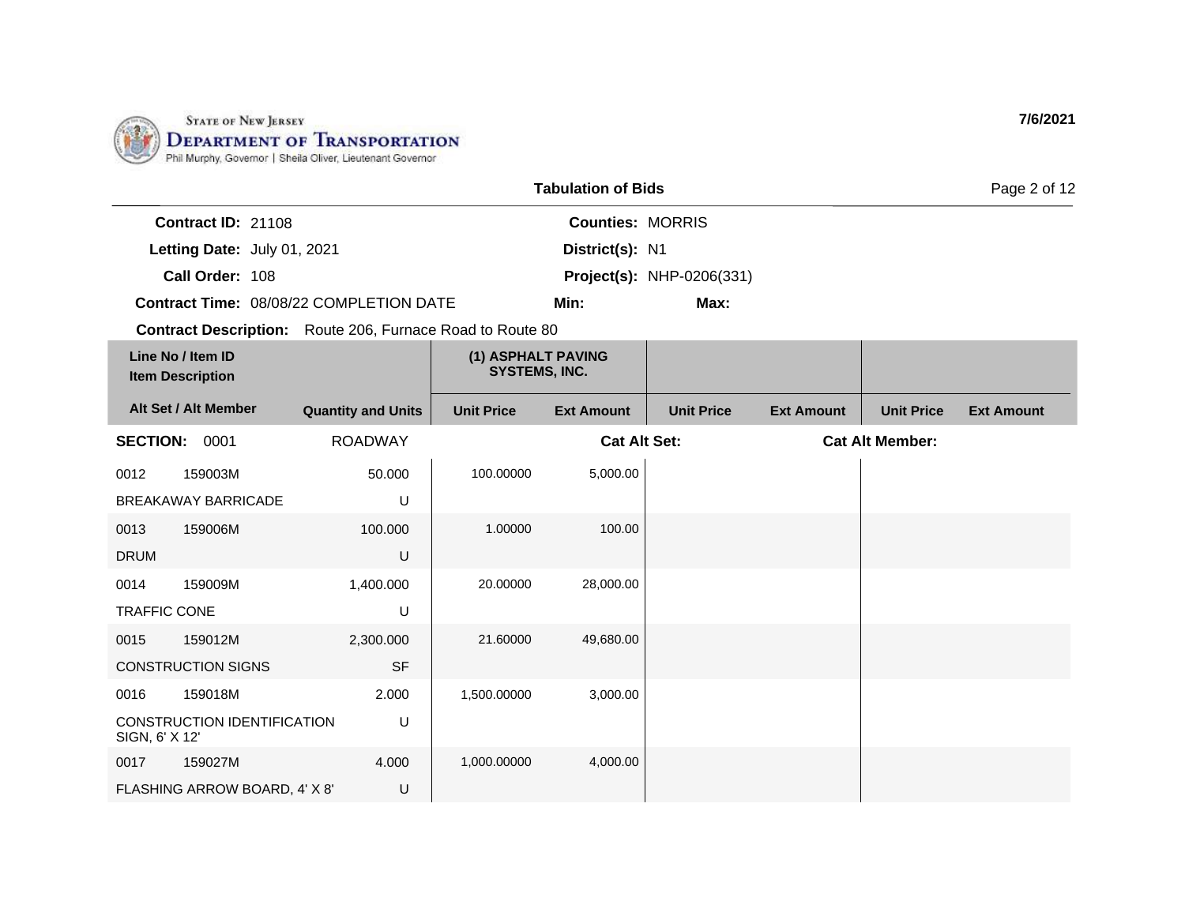STATE OF NEW JERSEY
DEPARTMENT OF TRANSPORTATION
Phil Murphy, Governor | Sheila Oliver, Lieutenant Governor

7/6/2021

## Tabulation of Bids

**Contract ID:** 21108
**Letting Date:** July 01, 2021
**Call Order:** 108
**Contract Time:** 08/08/22 COMPLETION DATE
**Contract Description:** Route 206, Furnace Road to Route 80

**Counties:** MORRIS
**District(s):** N1
**Project(s):** NHP-0206(331)
**Min:**
**Max:**

| Line No / Item ID | Item Description | Quantity and Units | (1) ASPHALT PAVING SYSTEMS, INC. Unit Price | (1) ASPHALT PAVING SYSTEMS, INC. Ext Amount | Unit Price | Ext Amount | Unit Price | Ext Amount |
|---|---|---|---|---|---|---|---|---|
| **SECTION: 0001** | | ROADWAY | | Cat Alt Set: | | | Cat Alt Member: | |
| 0012 159003M | BREAKAWAY BARRICADE | 50.000 U | 100.00000 | 5,000.00 | | | | |
| 0013 159006M | DRUM | 100.000 U | 1.00000 | 100.00 | | | | |
| 0014 159009M | TRAFFIC CONE | 1,400.000 U | 20.00000 | 28,000.00 | | | | |
| 0015 159012M | CONSTRUCTION SIGNS | 2,300.000 SF | 21.60000 | 49,680.00 | | | | |
| 0016 159018M | CONSTRUCTION IDENTIFICATION SIGN, 6' X 12' | 2.000 U | 1,500.00000 | 3,000.00 | | | | |
| 0017 159027M | FLASHING ARROW BOARD, 4' X 8' | 4.000 U | 1,000.00000 | 4,000.00 | | | | |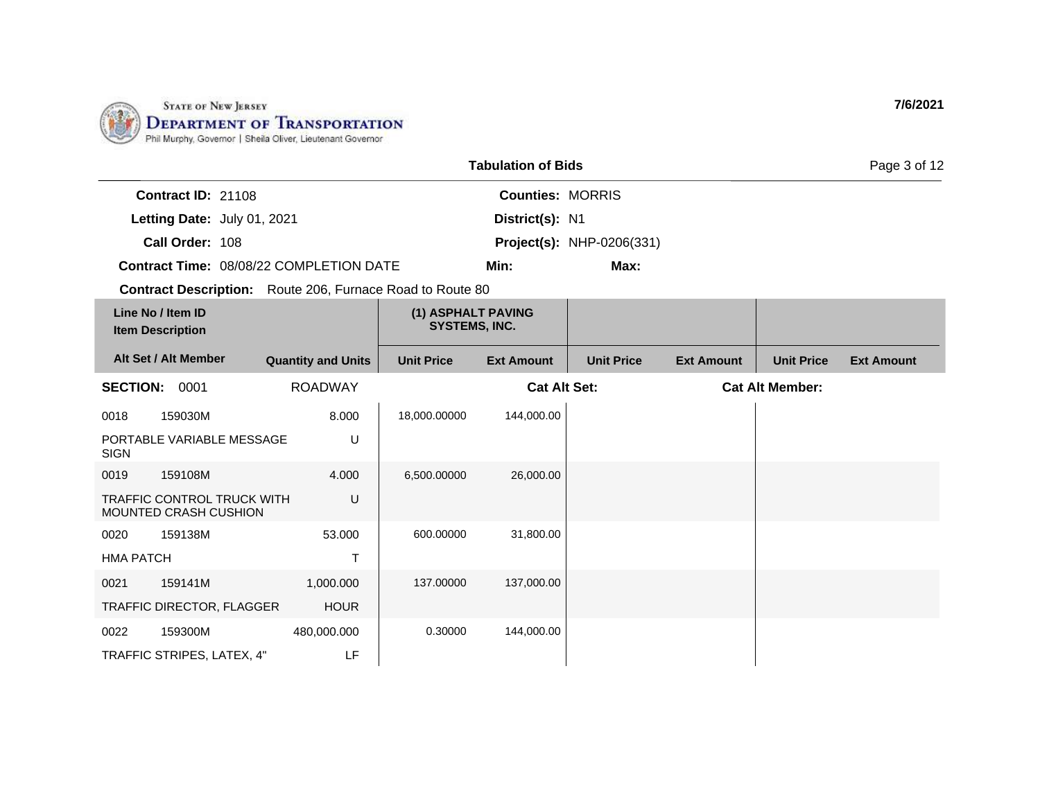STATE OF NEW JERSEY
DEPARTMENT OF TRANSPORTATION
Phil Murphy, Governor | Sheila Oliver, Lieutenant Governor

7/6/2021

## Tabulation of Bids

**Contract ID:** 21108
**Letting Date:** July 01, 2021
**Call Order:** 108
**Contract Time:** 08/08/22 COMPLETION DATE
**Contract Description:** Route 206, Furnace Road to Route 80

**Counties:** MORRIS
**District(s):** N1
**Project(s):** NHP-0206(331)
**Min:**
**Max:**

| Line No / Item ID<br>Item Description | | (1) ASPHALT PAVING SYSTEMS, INC. | | | | | |
|---|---|---|---|---|---|---|---|
| Alt Set / Alt Member | Quantity and Units | Unit Price | Ext Amount | Unit Price | Ext Amount | Unit Price | Ext Amount |
| **SECTION: 0001** | ROADWAY | | **Cat Alt Set:** | | **Cat Alt Member:** | | |
| 0018 159030M<br>PORTABLE VARIABLE MESSAGE SIGN | 8.000<br>U | 18,000.00000 | 144,000.00 | | | | |
| 0019 159108M<br>TRAFFIC CONTROL TRUCK WITH MOUNTED CRASH CUSHION | 4.000<br>U | 6,500.00000 | 26,000.00 | | | | |
| 0020 159138M<br>HMA PATCH | 53.000<br>T | 600.00000 | 31,800.00 | | | | |
| 0021 159141M<br>TRAFFIC DIRECTOR, FLAGGER | 1,000.000<br>HOUR | 137.00000 | 137,000.00 | | | | |
| 0022 159300M<br>TRAFFIC STRIPES, LATEX, 4" | 480,000.000<br>LF | 0.30000 | 144,000.00 | | | | |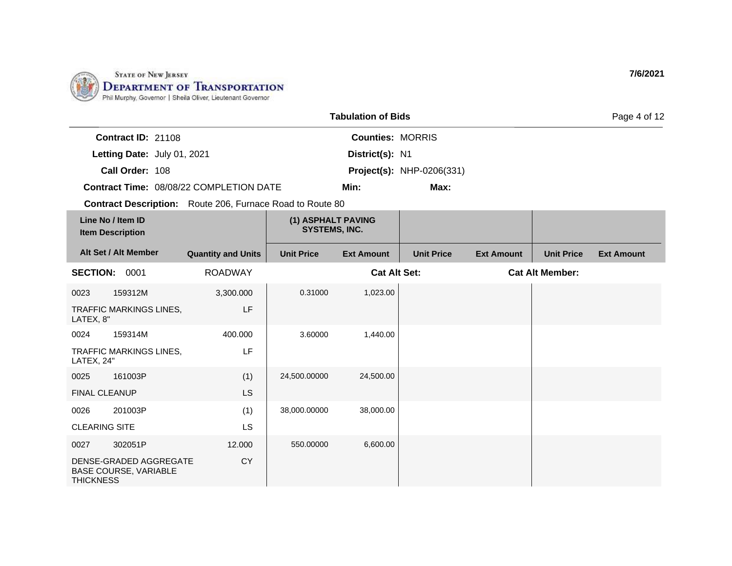STATE OF NEW JERSEY
DEPARTMENT OF TRANSPORTATION
Phil Murphy, Governor | Sheila Oliver, Lieutenant Governor

7/6/2021

## Tabulation of Bids

**Contract ID:** 21108
**Letting Date:** July 01, 2021
**Call Order:** 108
**Contract Time:** 08/08/22 COMPLETION DATE
**Contract Description:** Route 206, Furnace Road to Route 80

**Counties:** MORRIS
**District(s):** N1
**Project(s):** NHP-0206(331)
**Min:**
**Max:**

| Line No / Item ID / Item Description | | Quantity and Units | (1) ASPHALT PAVING SYSTEMS, INC. | | | | | |
|---|---|---|---|---|---|---|---|---|
| **Alt Set / Alt Member** | | | **Unit Price** | **Ext Amount** | **Unit Price** | **Ext Amount** | **Unit Price** | **Ext Amount** |
| **SECTION:** 0001 | | ROADWAY | | **Cat Alt Set:** | | **Cat Alt Member:** | | |
| 0023 | 159312M | 3,300.000 | 0.31000 | 1,023.00 | | | | |
| TRAFFIC MARKINGS LINES, LATEX, 8" | | LF | | | | | | |
| 0024 | 159314M | 400.000 | 3.60000 | 1,440.00 | | | | |
| TRAFFIC MARKINGS LINES, LATEX, 24" | | LF | | | | | | |
| 0025 | 161003P | (1) | 24,500.00000 | 24,500.00 | | | | |
| FINAL CLEANUP | | LS | | | | | | |
| 0026 | 201003P | (1) | 38,000.00000 | 38,000.00 | | | | |
| CLEARING SITE | | LS | | | | | | |
| 0027 | 302051P | 12.000 | 550.00000 | 6,600.00 | | | | |
| DENSE-GRADED AGGREGATE BASE COURSE, VARIABLE THICKNESS | | CY | | | | | | |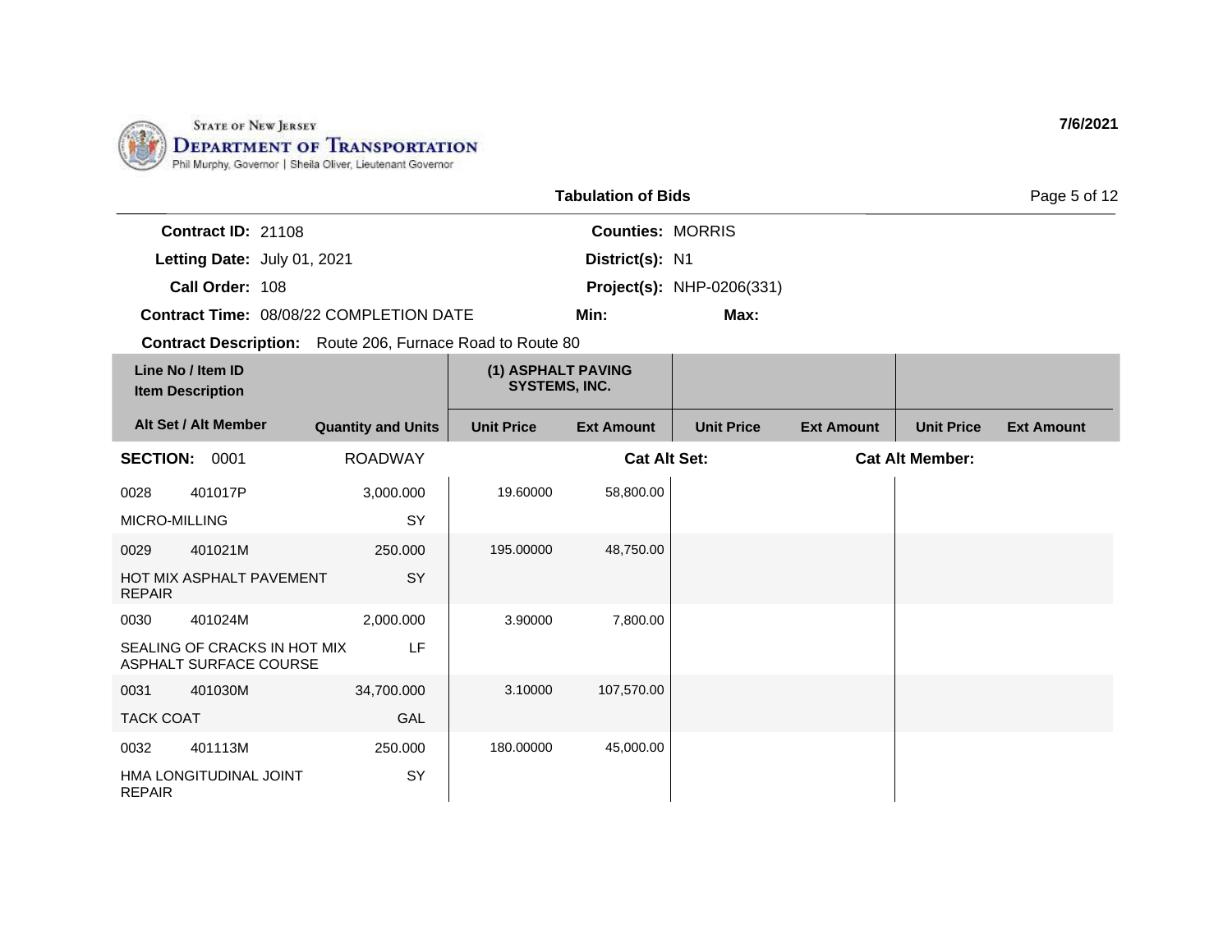STATE OF NEW JERSEY
DEPARTMENT OF TRANSPORTATION
Phil Murphy, Governor | Sheila Oliver, Lieutenant Governor

7/6/2021

## Tabulation of Bids

**Contract ID:** 21108
**Letting Date:** July 01, 2021
**Call Order:** 108
**Contract Time:** 08/08/22 COMPLETION DATE
**Contract Description:** Route 206, Furnace Road to Route 80

**Counties:** MORRIS
**District(s):** N1
**Project(s):** NHP-0206(331)
**Min:**
**Max:**

| Line No / Item ID / Item Description / Alt Set / Alt Member | Quantity and Units | (1) ASPHALT PAVING SYSTEMS, INC. Unit Price | (1) ASPHALT PAVING SYSTEMS, INC. Ext Amount | Unit Price | Ext Amount | Unit Price | Ext Amount |
|---|---|---|---|---|---|---|---|
| **SECTION: 0001** | ROADWAY | | **Cat Alt Set:** | | | **Cat Alt Member:** | |
| 0028 401017P MICRO-MILLING | 3,000.000 SY | 19.60000 | 58,800.00 | | | | |
| 0029 401021M HOT MIX ASPHALT PAVEMENT REPAIR | 250.000 SY | 195.00000 | 48,750.00 | | | | |
| 0030 401024M SEALING OF CRACKS IN HOT MIX ASPHALT SURFACE COURSE | 2,000.000 LF | 3.90000 | 7,800.00 | | | | |
| 0031 401030M TACK COAT | 34,700.000 GAL | 3.10000 | 107,570.00 | | | | |
| 0032 401113M HMA LONGITUDINAL JOINT REPAIR | 250.000 SY | 180.00000 | 45,000.00 | | | | |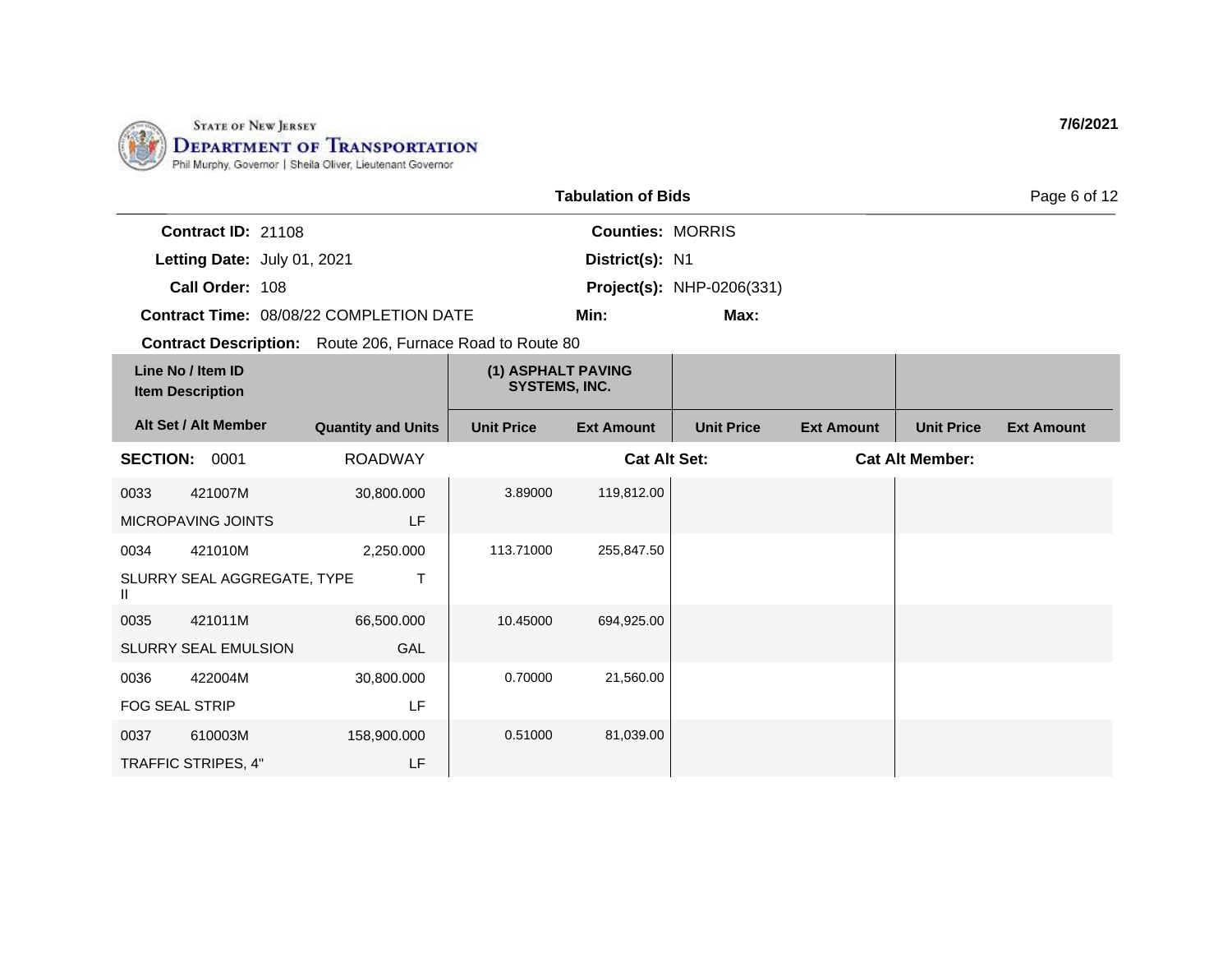State of New Jersey
**Department of Transportation**
Phil Murphy, Governor | Sheila Oliver, Lieutenant Governor

**7/6/2021**

## Tabulation of Bids

**Contract ID:** 21108
**Letting Date:** July 01, 2021
**Call Order:** 108
**Contract Time:** 08/08/22 COMPLETION DATE

**Counties:** MORRIS
**District(s):** N1
**Project(s):** NHP-0206(331)
**Min:**
**Max:**

**Contract Description:** Route 206, Furnace Road to Route 80

| Line No / Item ID / Item Description / Alt Set / Alt Member | | Quantity and Units | (1) ASPHALT PAVING SYSTEMS, INC. Unit Price | Ext Amount | Unit Price | Ext Amount | Unit Price | Ext Amount |
|---|---|---|---|---|---|---|---|---|
| **SECTION: 0001** | | ROADWAY | | **Cat Alt Set:** | | **Cat Alt Member:** | | |
| 0033 | 421007M | 30,800.000 | 3.89000 | 119,812.00 | | | | |
| MICROPAVING JOINTS | | LF | | | | | | |
| 0034 | 421010M | 2,250.000 | 113.71000 | 255,847.50 | | | | |
| SLURRY SEAL AGGREGATE, TYPE II | | T | | | | | | |
| 0035 | 421011M | 66,500.000 | 10.45000 | 694,925.00 | | | | |
| SLURRY SEAL EMULSION | | GAL | | | | | | |
| 0036 | 422004M | 30,800.000 | 0.70000 | 21,560.00 | | | | |
| FOG SEAL STRIP | | LF | | | | | | |
| 0037 | 610003M | 158,900.000 | 0.51000 | 81,039.00 | | | | |
| TRAFFIC STRIPES, 4" | | LF | | | | | | |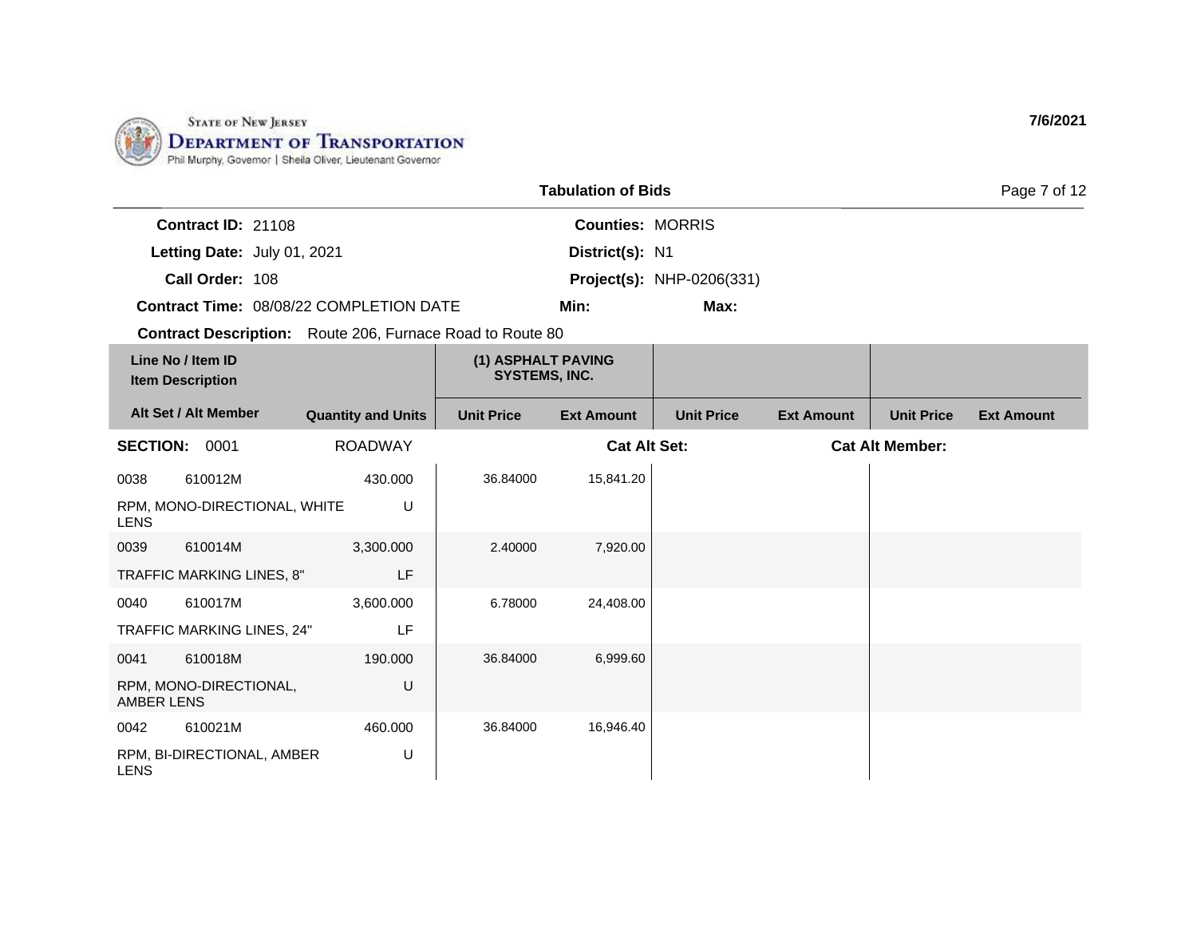STATE OF NEW JERSEY
DEPARTMENT OF TRANSPORTATION
Phil Murphy, Governor | Sheila Oliver, Lieutenant Governor

7/6/2021

## Tabulation of Bids

**Contract ID:** 21108 **Counties:** MORRIS
**Letting Date:** July 01, 2021 **District(s):** N1
**Call Order:** 108 **Project(s):** NHP-0206(331)
**Contract Time:** 08/08/22 COMPLETION DATE **Min:** **Max:**
**Contract Description:** Route 206, Furnace Road to Route 80

| Line No / Item ID / Item Description | | | (1) ASPHALT PAVING SYSTEMS, INC. | | | | | |
|---|---|---|---|---|---|---|---|---|
| **Alt Set / Alt Member** | | **Quantity and Units** | **Unit Price** | **Ext Amount** | **Unit Price** | **Ext Amount** | **Unit Price** | **Ext Amount** |
| **SECTION:** 0001 | | ROADWAY | | **Cat Alt Set:** | | | **Cat Alt Member:** | |
| 0038 | 610012M | 430.000 | 36.84000 | 15,841.20 | | | | |
| RPM, MONO-DIRECTIONAL, WHITE LENS | | U | | | | | | |
| 0039 | 610014M | 3,300.000 | 2.40000 | 7,920.00 | | | | |
| TRAFFIC MARKING LINES, 8" | | LF | | | | | | |
| 0040 | 610017M | 3,600.000 | 6.78000 | 24,408.00 | | | | |
| TRAFFIC MARKING LINES, 24" | | LF | | | | | | |
| 0041 | 610018M | 190.000 | 36.84000 | 6,999.60 | | | | |
| RPM, MONO-DIRECTIONAL, AMBER LENS | | U | | | | | | |
| 0042 | 610021M | 460.000 | 36.84000 | 16,946.40 | | | | |
| RPM, BI-DIRECTIONAL, AMBER LENS | | U | | | | | | |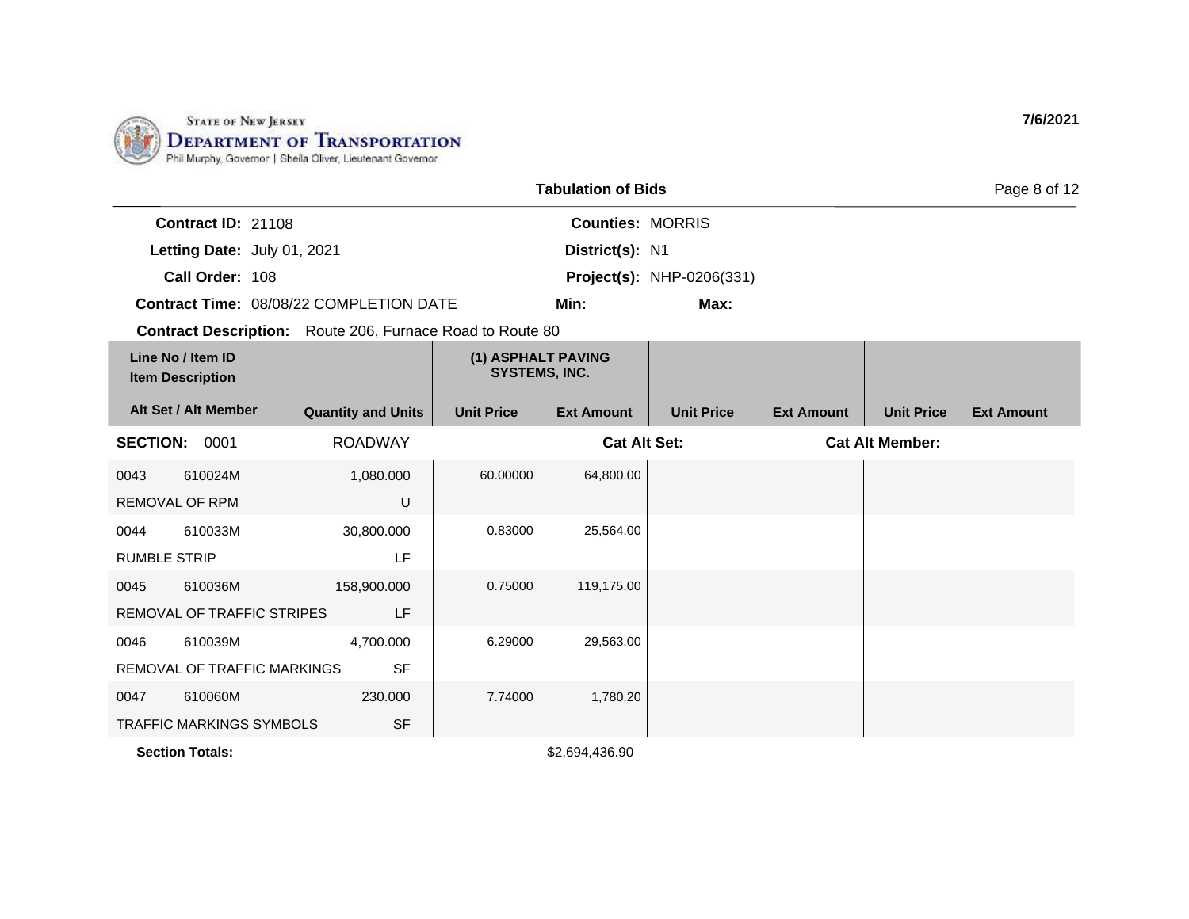State of New Jersey
Department of Transportation
Phil Murphy, Governor | Sheila Oliver, Lieutenant Governor

7/6/2021

## Tabulation of Bids

**Contract ID:** 21108
**Letting Date:** July 01, 2021
**Call Order:** 108
**Contract Time:** 08/08/22 COMPLETION DATE
**Contract Description:** Route 206, Furnace Road to Route 80

**Counties:** MORRIS
**District(s):** N1
**Project(s):** NHP-0206(331)
**Min:**
**Max:**

| Line No / Item ID / Item Description | Alt Set / Alt Member | Quantity and Units | (1) ASPHALT PAVING SYSTEMS, INC. Unit Price | (1) ASPHALT PAVING SYSTEMS, INC. Ext Amount | Unit Price | Ext Amount | Unit Price | Ext Amount |
|---|---|---|---|---|---|---|---|---|
| **SECTION: 0001** | | ROADWAY | | **Cat Alt Set:** | | **Cat Alt Member:** | | |
| 0043 610024M REMOVAL OF RPM | | 1,080.000 U | 60.00000 | 64,800.00 | | | | |
| 0044 610033M RUMBLE STRIP | | 30,800.000 LF | 0.83000 | 25,564.00 | | | | |
| 0045 610036M REMOVAL OF TRAFFIC STRIPES | | 158,900.000 LF | 0.75000 | 119,175.00 | | | | |
| 0046 610039M REMOVAL OF TRAFFIC MARKINGS | | 4,700.000 SF | 6.29000 | 29,563.00 | | | | |
| 0047 610060M TRAFFIC MARKINGS SYMBOLS | | 230.000 SF | 7.74000 | 1,780.20 | | | | |
| **Section Totals:** | | | | $2,694,436.90 | | | | |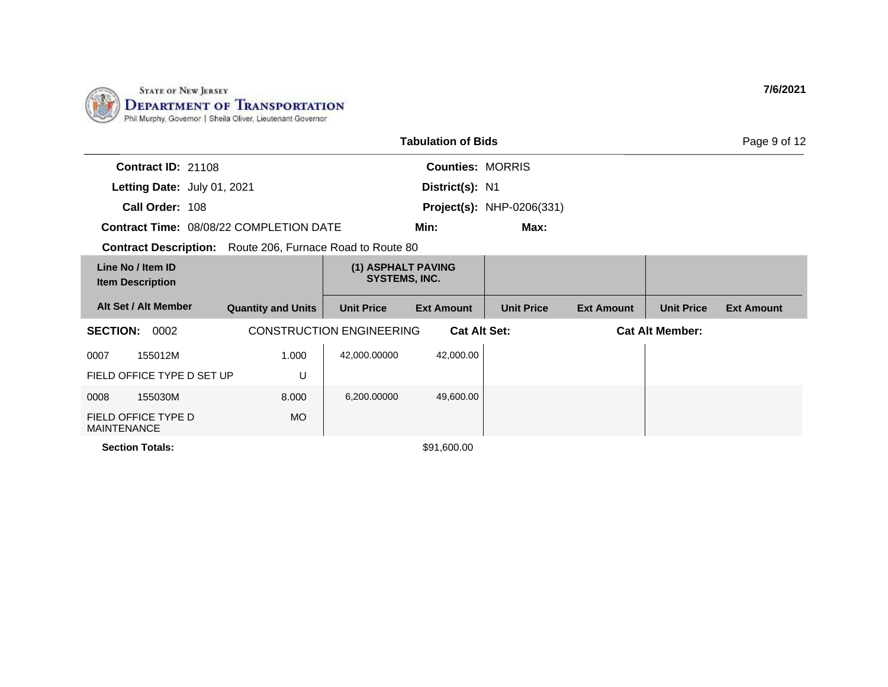STATE OF NEW JERSEY
DEPARTMENT OF TRANSPORTATION
Phil Murphy, Governor | Sheila Oliver, Lieutenant Governor

7/6/2021

## Tabulation of Bids

**Contract ID:** 21108
**Letting Date:** July 01, 2021
**Call Order:** 108
**Contract Time:** 08/08/22 COMPLETION DATE
**Contract Description:** Route 206, Furnace Road to Route 80

**Counties:** MORRIS
**District(s):** N1
**Project(s):** NHP-0206(331)
**Min:**
**Max:**

| Line No / Item ID<br>Item Description | | (1) ASPHALT PAVING SYSTEMS, INC. | | | | | |
|---|---|---|---|---|---|---|---|
| **Alt Set / Alt Member** | **Quantity and Units** | **Unit Price** | **Ext Amount** | **Unit Price** | **Ext Amount** | **Unit Price** | **Ext Amount** |
| **SECTION: 0002** CONSTRUCTION ENGINEERING | | **Cat Alt Set:** | | | **Cat Alt Member:** | | |
| 0007 155012M | 1.000 | 42,000.00000 | 42,000.00 | | | | |
| FIELD OFFICE TYPE D SET UP | U | | | | | | |
| 0008 155030M | 8.000 | 6,200.00000 | 49,600.00 | | | | |
| FIELD OFFICE TYPE D MAINTENANCE | MO | | | | | | |
| **Section Totals:** | | | $91,600.00 | | | | |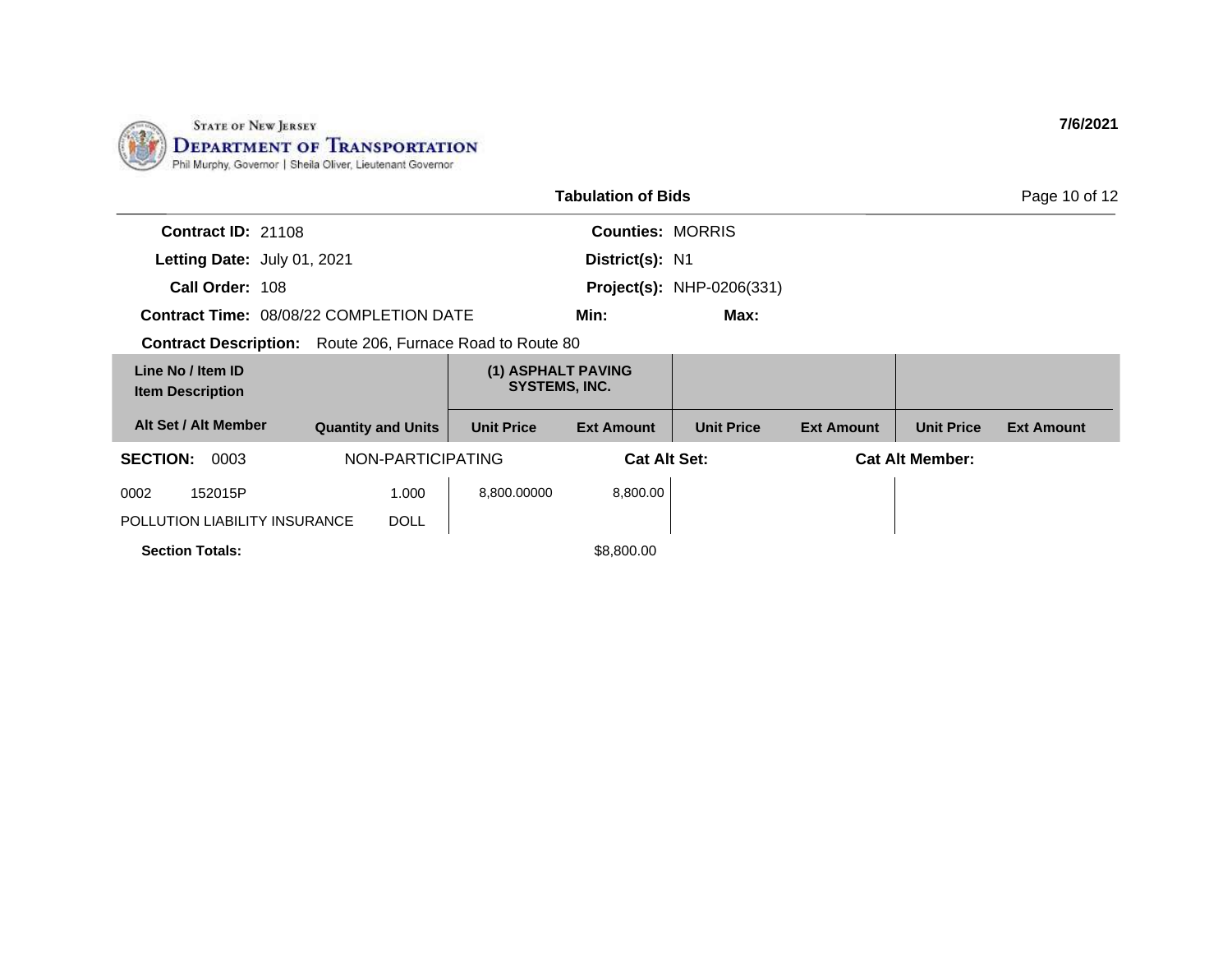State of New Jersey
**Department of Transportation**
Phil Murphy, Governor | Sheila Oliver, Lieutenant Governor

7/6/2021

## Tabulation of Bids

**Contract ID:** 21108
**Letting Date:** July 01, 2021
**Call Order:** 108
**Contract Time:** 08/08/22 COMPLETION DATE
**Contract Description:** Route 206, Furnace Road to Route 80

**Counties:** MORRIS
**District(s):** N1
**Project(s):** NHP-0206(331)
**Min:**
**Max:**

| Line No / Item ID<br>Item Description | | (1) ASPHALT PAVING SYSTEMS, INC. | | | | | |
|---|---|---|---|---|---|---|---|
| **Alt Set / Alt Member** | **Quantity and Units** | **Unit Price** | **Ext Amount** | **Unit Price** | **Ext Amount** | **Unit Price** | **Ext Amount** |
| **SECTION:** 0003 | NON-PARTICIPATING | | **Cat Alt Set:** | | **Cat Alt Member:** | | |
| 0002 152015P | 1.000 | 8,800.00000 | 8,800.00 | | | | |
| POLLUTION LIABILITY INSURANCE | DOLL | | | | | | |
| **Section Totals:** | | | $8,800.00 | | | | |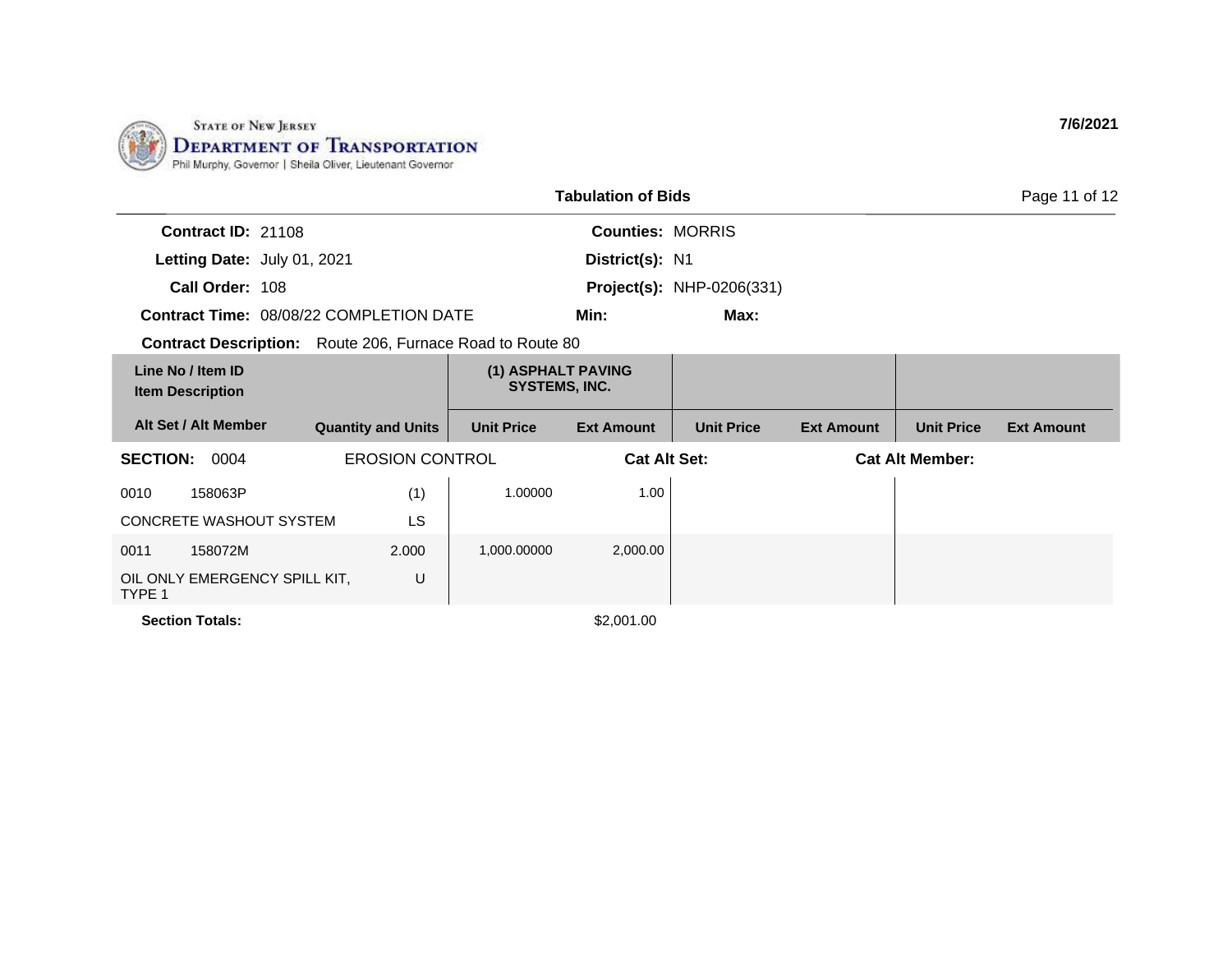State of New Jersey
Department of Transportation
Phil Murphy, Governor | Sheila Oliver, Lieutenant Governor

7/6/2021

**Tabulation of Bids**

**Contract ID:** 21108
**Letting Date:** July 01, 2021
**Call Order:** 108
**Contract Time:** 08/08/22 COMPLETION DATE
**Contract Description:** Route 206, Furnace Road to Route 80

**Counties:** MORRIS
**District(s):** N1
**Project(s):** NHP-0206(331)
**Min:**
**Max:**

| Line No / Item ID / Item Description | | Alt Set / Alt Member | Quantity and Units | (1) ASPHALT PAVING SYSTEMS, INC. Unit Price | (1) ASPHALT PAVING SYSTEMS, INC. Ext Amount | Unit Price | Ext Amount | Unit Price | Ext Amount |
|---|---|---|---|---|---|---|---|---|---|
| **SECTION: 0004** | EROSION CONTROL | | | **Cat Alt Set:** | | | **Cat Alt Member:** | | |
| 0010 | 158063P | | (1) | 1.00000 | 1.00 | | | | |
| CONCRETE WASHOUT SYSTEM | | | LS | | | | | | |
| 0011 | 158072M | | 2.000 | 1,000.00000 | 2,000.00 | | | | |
| OIL ONLY EMERGENCY SPILL KIT, TYPE 1 | | | U | | | | | | |
| **Section Totals:** | | | | | $2,001.00 | | | | |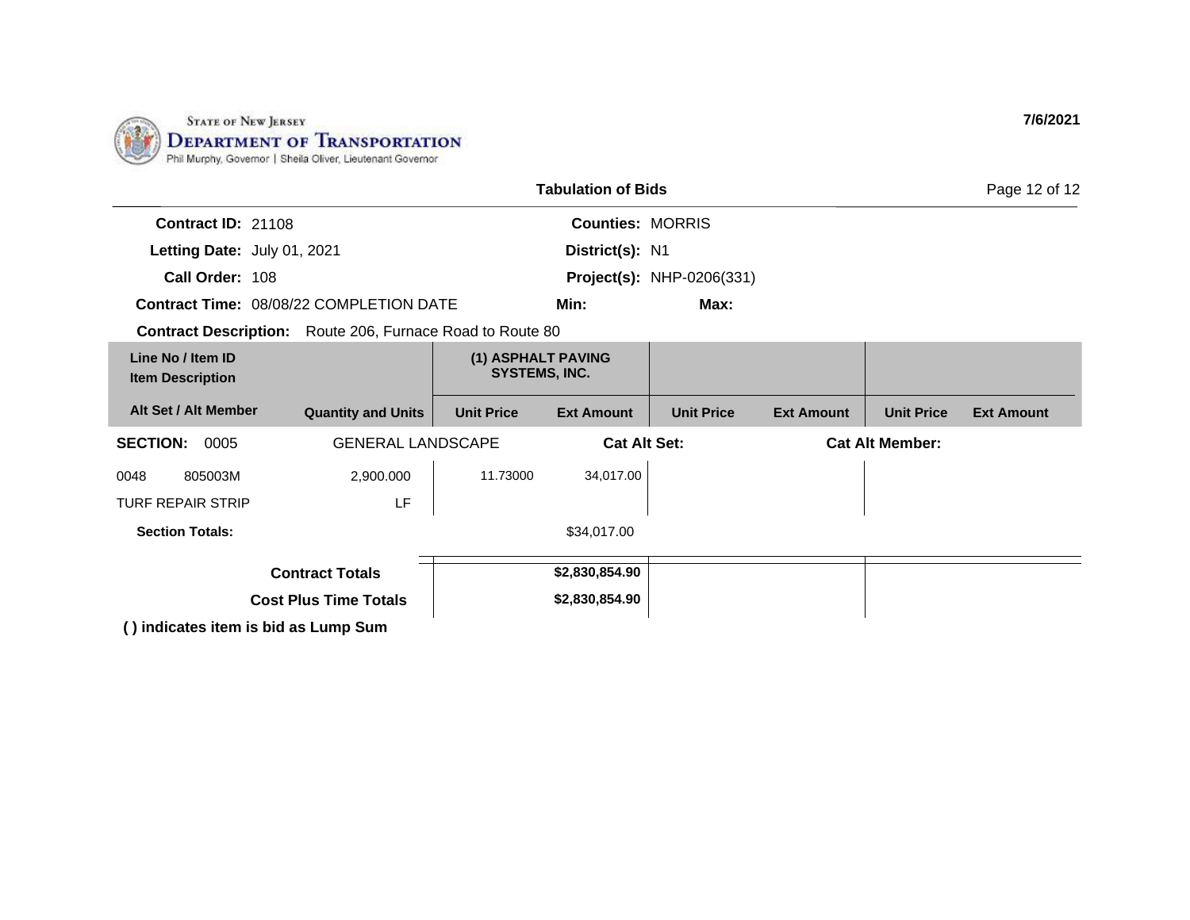STATE OF NEW JERSEY
**DEPARTMENT OF TRANSPORTATION**
Phil Murphy, Governor | Sheila Oliver, Lieutenant Governor

**7/6/2021**

**Tabulation of Bids**

**Contract ID:** 21108
**Letting Date:** July 01, 2021
**Call Order:** 108
**Contract Time:** 08/08/22 COMPLETION DATE
**Contract Description:** Route 206, Furnace Road to Route 80

**Counties:** MORRIS
**District(s):** N1
**Project(s):** NHP-0206(331)
**Min:**
**Max:**

| Line No / Item ID<br>Item Description | | (1) ASPHALT PAVING SYSTEMS, INC. | | | | | |
|---|---|---|---|---|---|---|---|
| **Alt Set / Alt Member** | **Quantity and Units** | **Unit Price** | **Ext Amount** | **Unit Price** | **Ext Amount** | **Unit Price** | **Ext Amount** |
| **SECTION:** 0005 | GENERAL LANDSCAPE | | **Cat Alt Set:** | | **Cat Alt Member:** | | |
| 0048 805003M<br>TURF REPAIR STRIP | 2,900.000<br>LF | 11.73000 | 34,017.00 | | | | |
| **Section Totals:** | | | $34,017.00 | | | | |
| | **Contract Totals** | | **$2,830,854.90** | | | | |
| | **Cost Plus Time Totals** | | **$2,830,854.90** | | | | |

**( ) indicates item is bid as Lump Sum**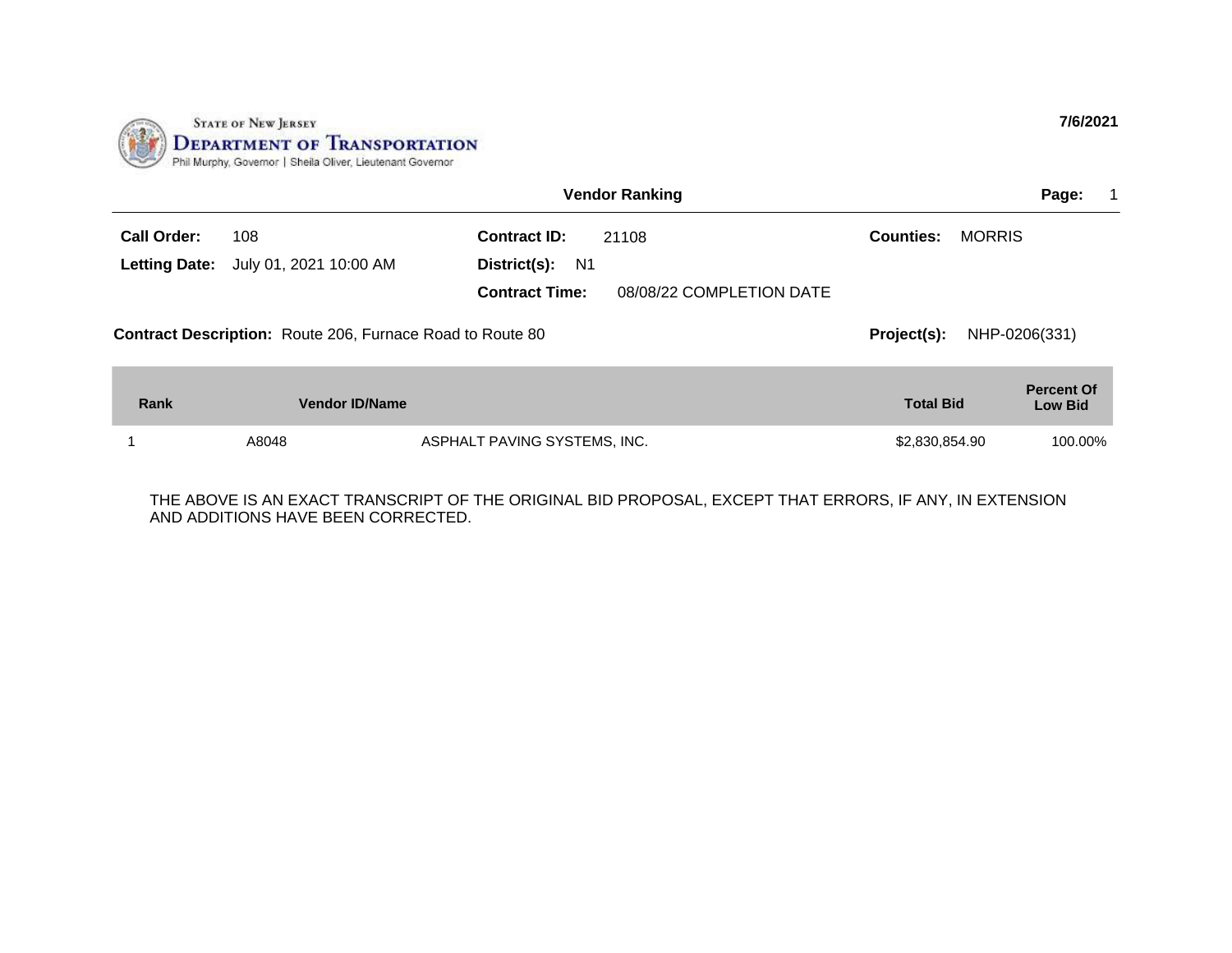STATE OF NEW JERSEY
DEPARTMENT OF TRANSPORTATION
Phil Murphy, Governor | Sheila Oliver, Lieutenant Governor

7/6/2021

## Vendor Ranking

**Call Order:** 108
**Letting Date:** July 01, 2021 10:00 AM

**Contract ID:** 21108
**District(s):** N1
**Contract Time:** 08/08/22 COMPLETION DATE

**Counties:** MORRIS

**Contract Description:** Route 206, Furnace Road to Route 80

**Project(s):** NHP-0206(331)

| Rank | Vendor ID/Name | | Total Bid | Percent Of Low Bid |
|---|---|---|---|---|
| 1 | A8048 | ASPHALT PAVING SYSTEMS, INC. | $2,830,854.90 | 100.00% |

THE ABOVE IS AN EXACT TRANSCRIPT OF THE ORIGINAL BID PROPOSAL, EXCEPT THAT ERRORS, IF ANY, IN EXTENSION AND ADDITIONS HAVE BEEN CORRECTED.